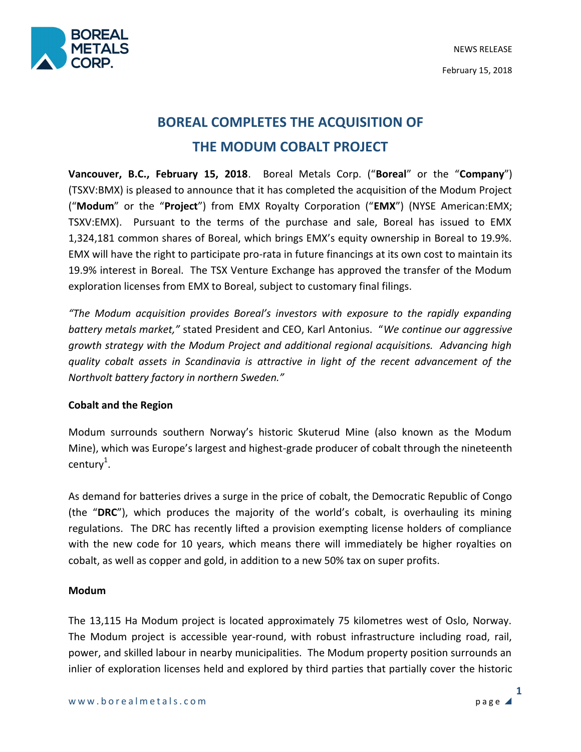NEWS RELEASE

February 15, 2018

# BOREAL COMPLETES THE ACQUISITION OF THE MODUM COBALT PROJECT

**Vancouver, B.C., February 15, 2018**. Boreal Metals Corp. ("**Boreal**" or the "**Company**") (TSXV:BMX) is pleased to announce that it has completed the acquisition of the Modum Project ("**Modum**" or the "**Project**") from EMX Royalty Corporation ("**EMX**") (NYSE American:EMX; TSXV:EMX). Pursuant to the terms of the purchase and sale, Boreal has issued to EMX 1,324,181 common shares of Boreal, which brings EMX's equity ownership in Boreal to 19.9%. EMX will have the right to participate pro-rata in future financings at its own cost to maintain its 19.9% interest in Boreal. The TSX Venture Exchange has approved the transfer of the Modum exploration licenses from EMX to Boreal, subject to customary final filings.

*"The Modum acquisition provides Boreal's investors with exposure to the rapidly expanding battery metals market,"* stated President and CEO, Karl Antonius. "*We continue our aggressive growth strategy with the Modum Project and additional regional acquisitions. Advancing high quality cobalt assets in Scandinavia is attractive in light of the recent advancement of the Northvolt battery factory in northern Sweden."*

**Cobalt and the Region**

Modum surrounds southern Norway's historic Skuterud Mine (also known as the Modum Mine), which was Europe's largest and highest-grade producer of cobalt through the nineteenth century[1].

As demand for batteries drives a surge in the price of cobalt, the Democratic Republic of Congo (the "**DRC**"), which produces the majority of the world's cobalt, is overhauling its mining regulations. The DRC has recently lifted a provision exempting license holders of compliance with the new code for 10 years, which means there will immediately be higher royalties on cobalt, as well as copper and gold, in addition to a new 50% tax on super profits.

**Modum**

The 13,115 Ha Modum project is located approximately 75 kilometres west of Oslo, Norway. The Modum project is accessible year-round, with robust infrastructure including road, rail, power, and skilled labour in nearby municipalities. The Modum property position surrounds an inlier of exploration licenses held and explored by third parties that partially cover the historic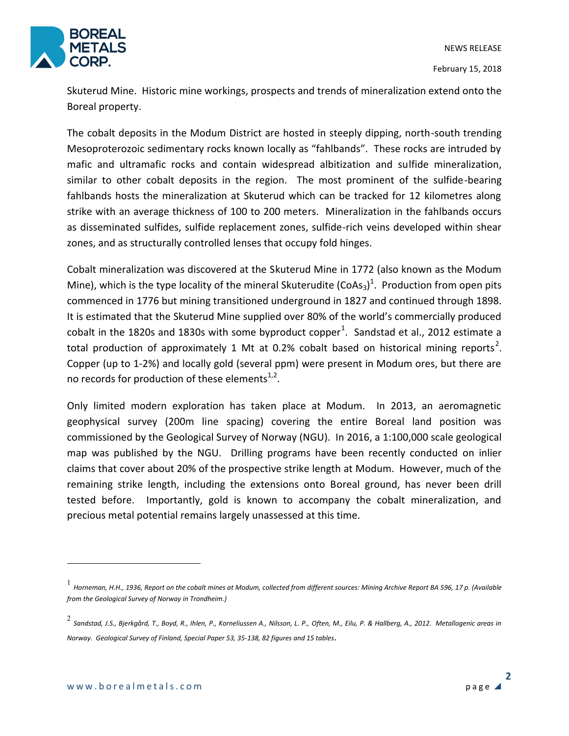Skuterud Mine. Historic mine workings, prospects and trends of mineralization extend onto the Boreal property.

The cobalt deposits in the Modum District are hosted in steeply dipping, north-south trending Mesoproterozoic sedimentary rocks known locally as “fahlbands”. These rocks are intruded by mafic and ultramafic rocks and contain widespread albitization and sulfide mineralization, similar to other cobalt deposits in the region. The most prominent of the sulfide-bearing fahlbands hosts the mineralization at Skuterud which can be tracked for 12 kilometres along strike with an average thickness of 100 to 200 meters. Mineralization in the fahlbands occurs as disseminated sulfides, sulfide replacement zones, sulfide-rich veins developed within shear zones, and as structurally controlled lenses that occupy fold hinges.

Cobalt mineralization was discovered at the Skuterud Mine in 1772 (also known as the Modum Mine), which is the type locality of the mineral Skuterudite ($CoAs_3$)[1]. Production from open pits commenced in 1776 but mining transitioned underground in 1827 and continued through 1898. It is estimated that the Skuterud Mine supplied over 80% of the world’s commercially produced cobalt in the 1820s and 1830s with some byproduct copper[1]. Sandstad et al., 2012 estimate a total production of approximately 1 Mt at 0.2% cobalt based on historical mining reports[2]. Copper (up to 1-2%) and locally gold (several ppm) were present in Modum ores, but there are no records for production of these elements[1,2].

Only limited modern exploration has taken place at Modum. In 2013, an aeromagnetic geophysical survey (200m line spacing) covering the entire Boreal land position was commissioned by the Geological Survey of Norway (NGU). In 2016, a 1:100,000 scale geological map was published by the NGU. Drilling programs have been recently conducted on inlier claims that cover about 20% of the prospective strike length at Modum. However, much of the remaining strike length, including the extensions onto Boreal ground, has never been drill tested before. Importantly, gold is known to accompany the cobalt mineralization, and precious metal potential remains largely unassessed at this time.

---

[1] *Horneman, H.H., 1936, Report on the cobalt mines at Modum, collected from different sources: Mining Archive Report BA 596, 17 p. (Available from the Geological Survey of Norway in Trondheim.)*

[2] *Sandstad, J.S., Bjerkgård, T., Boyd, R., Ihlen, P., Korneliussen A., Nilsson, L. P., Often, M., Eilu, P. & Hallberg, A., 2012. Metallogenic areas in Norway. Geological Survey of Finland, Special Paper 53, 35-138, 82 figures and 15 tables.*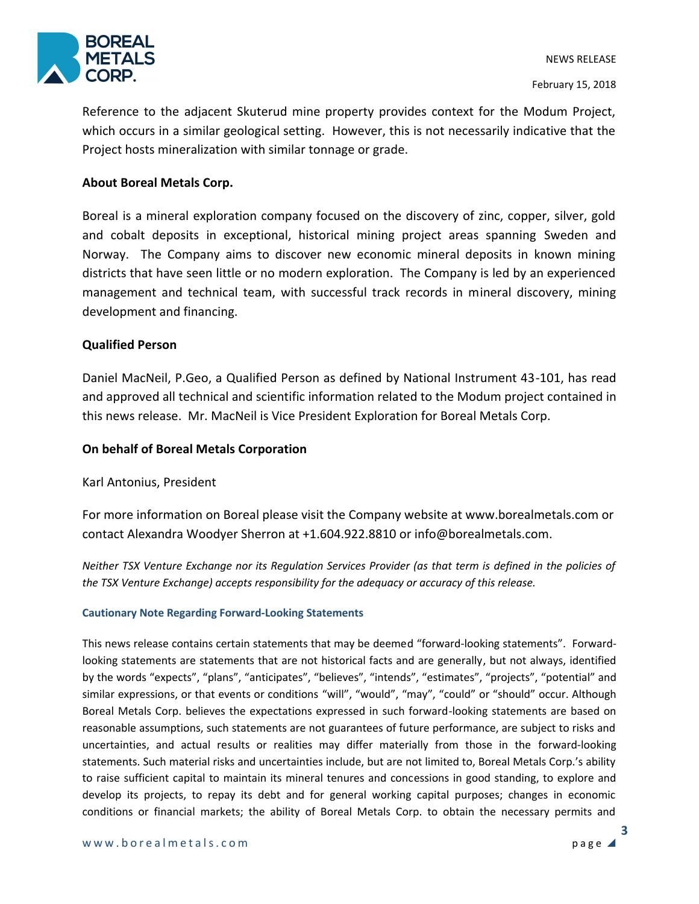Reference to the adjacent Skuterud mine property provides context for the Modum Project, which occurs in a similar geological setting. However, this is not necessarily indicative that the Project hosts mineralization with similar tonnage or grade.

**About Boreal Metals Corp.**

Boreal is a mineral exploration company focused on the discovery of zinc, copper, silver, gold and cobalt deposits in exceptional, historical mining project areas spanning Sweden and Norway. The Company aims to discover new economic mineral deposits in known mining districts that have seen little or no modern exploration. The Company is led by an experienced management and technical team, with successful track records in mineral discovery, mining development and financing.

**Qualified Person**

Daniel MacNeil, P.Geo, a Qualified Person as defined by National Instrument 43-101, has read and approved all technical and scientific information related to the Modum project contained in this news release. Mr. MacNeil is Vice President Exploration for Boreal Metals Corp.

**On behalf of Boreal Metals Corporation**

Karl Antonius, President

For more information on Boreal please visit the Company website at www.borealmetals.com or contact Alexandra Woodyer Sherron at +1.604.922.8810 or info@borealmetals.com.

*Neither TSX Venture Exchange nor its Regulation Services Provider (as that term is defined in the policies of the TSX Venture Exchange) accepts responsibility for the adequacy or accuracy of this release.*

**Cautionary Note Regarding Forward-Looking Statements**

This news release contains certain statements that may be deemed "forward-looking statements". Forward-looking statements are statements that are not historical facts and are generally, but not always, identified by the words "expects", "plans", "anticipates", "believes", "intends", "estimates", "projects", "potential" and similar expressions, or that events or conditions "will", "would", "may", "could" or "should" occur. Although Boreal Metals Corp. believes the expectations expressed in such forward-looking statements are based on reasonable assumptions, such statements are not guarantees of future performance, are subject to risks and uncertainties, and actual results or realities may differ materially from those in the forward-looking statements. Such material risks and uncertainties include, but are not limited to, Boreal Metals Corp.'s ability to raise sufficient capital to maintain its mineral tenures and concessions in good standing, to explore and develop its projects, to repay its debt and for general working capital purposes; changes in economic conditions or financial markets; the ability of Boreal Metals Corp. to obtain the necessary permits and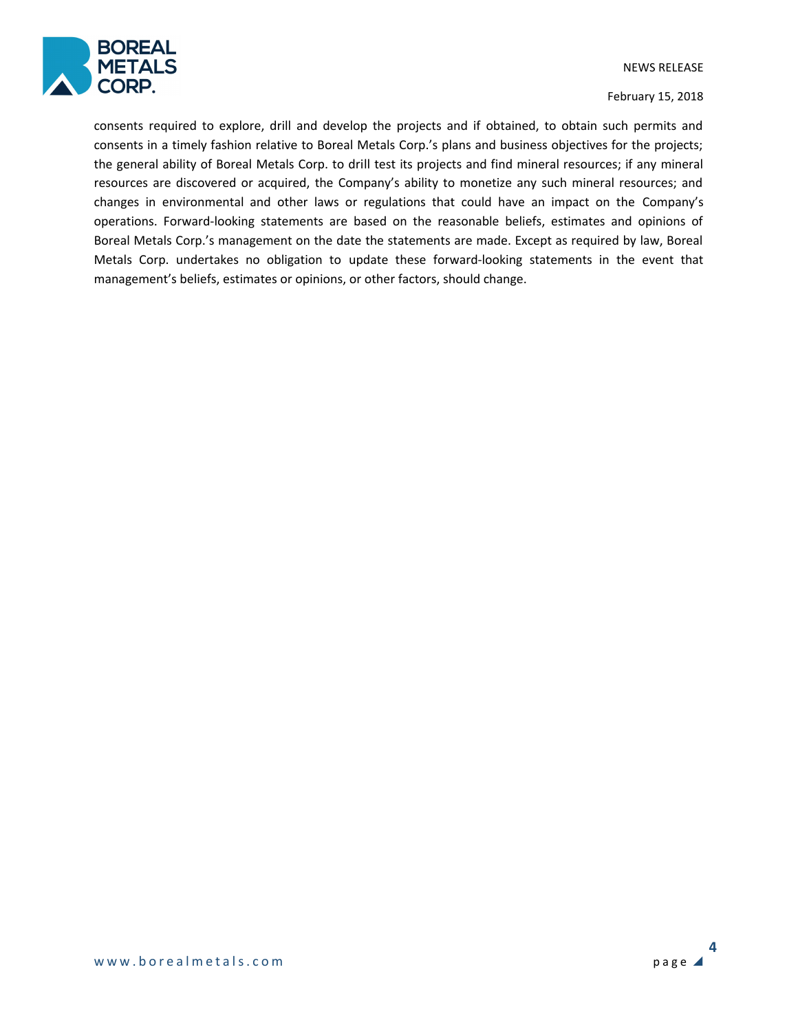consents required to explore, drill and develop the projects and if obtained, to obtain such permits and consents in a timely fashion relative to Boreal Metals Corp.'s plans and business objectives for the projects; the general ability of Boreal Metals Corp. to drill test its projects and find mineral resources; if any mineral resources are discovered or acquired, the Company's ability to monetize any such mineral resources; and changes in environmental and other laws or regulations that could have an impact on the Company's operations. Forward-looking statements are based on the reasonable beliefs, estimates and opinions of Boreal Metals Corp.'s management on the date the statements are made. Except as required by law, Boreal Metals Corp. undertakes no obligation to update these forward-looking statements in the event that management's beliefs, estimates or opinions, or other factors, should change.